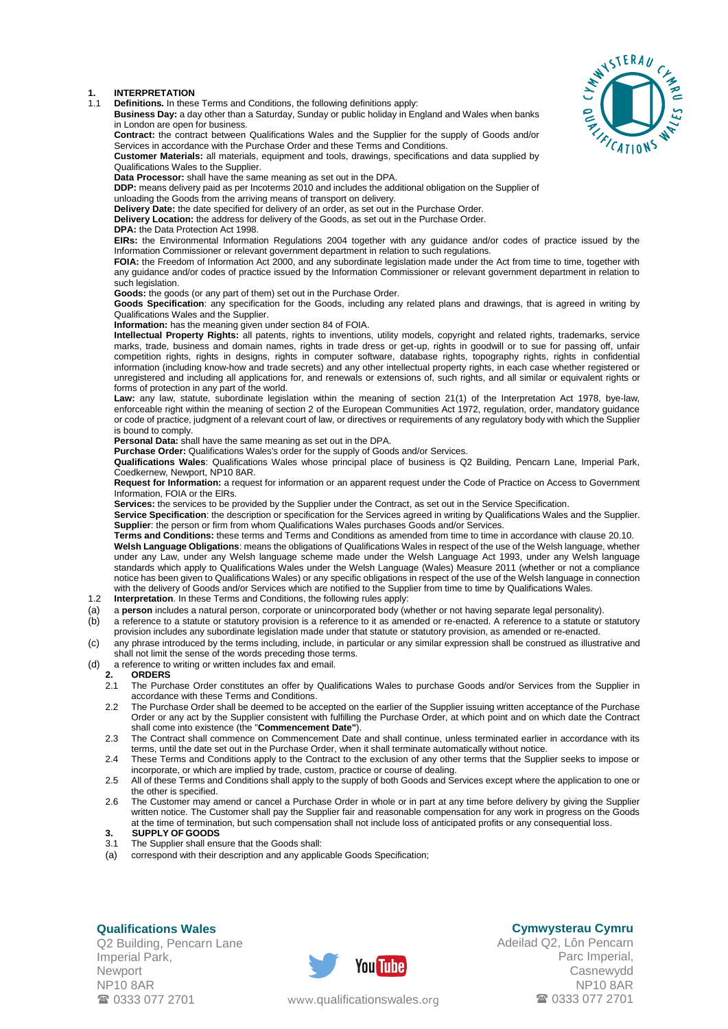## 1. INTERPRETATION

1.1 **Definitions.** In these Terms and Conditions, the following definitions apply:

**Business Day:** a day other than a Saturday, Sunday or public holiday in England and Wales when banks in London are open for business.

**Contract:** the contract between Qualifications Wales and the Supplier for the supply of Goods and/or Services in accordance with the Purchase Order and these Terms and Conditions.

**Customer Materials:** all materials, equipment and tools, drawings, specifications and data supplied by Qualifications Wales to the Supplier.

**Data Processor:** shall have the same meaning as set out in the DPA.

**DDP:** means delivery paid as per Incoterms 2010 and includes the additional obligation on the Supplier of unloading the Goods from the arriving means of transport on delivery.

**Delivery Date:** the date specified for delivery of an order, as set out in the Purchase Order.

**Delivery Location:** the address for delivery of the Goods, as set out in the Purchase Order.

**DPA:** the Data Protection Act 1998.

**EIRs:** the Environmental Information Regulations 2004 together with any guidance and/or codes of practice issued by the Information Commissioner or relevant government department in relation to such regulations.

**FOIA:** the Freedom of Information Act 2000, and any subordinate legislation made under the Act from time to time, together with any guidance and/or codes of practice issued by the Information Commissioner or relevant government department in relation to such legislation.

**Goods:** the goods (or any part of them) set out in the Purchase Order.

**Goods Specification**: any specification for the Goods, including any related plans and drawings, that is agreed in writing by Qualifications Wales and the Supplier.

**Information:** has the meaning given under section 84 of FOIA.

**Intellectual Property Rights:** all patents, rights to inventions, utility models, copyright and related rights, trademarks, service marks, trade, business and domain names, rights in trade dress or get-up, rights in goodwill or to sue for passing off, unfair competition rights, rights in designs, rights in computer software, database rights, topography rights, rights in confidential information (including know-how and trade secrets) and any other intellectual property rights, in each case whether registered or unregistered and including all applications for, and renewals or extensions of, such rights, and all similar or equivalent rights or forms of protection in any part of the world.

**Law:** any law, statute, subordinate legislation within the meaning of section 21(1) of the Interpretation Act 1978, bye-law, enforceable right within the meaning of section 2 of the European Communities Act 1972, regulation, order, mandatory guidance or code of practice, judgment of a relevant court of law, or directives or requirements of any regulatory body with which the Supplier is bound to comply.

**Personal Data:** shall have the same meaning as set out in the DPA.

**Purchase Order:** Qualifications Wales's order for the supply of Goods and/or Services.

**Qualifications Wales**: Qualifications Wales whose principal place of business is Q2 Building, Pencarn Lane, Imperial Park, Coedkernew, Newport, NP10 8AR.

**Request for Information:** a request for information or an apparent request under the Code of Practice on Access to Government Information, FOIA or the EIRs.

**Services:** the services to be provided by the Supplier under the Contract, as set out in the Service Specification.

**Service Specification**: the description or specification for the Services agreed in writing by Qualifications Wales and the Supplier.

**Supplier**: the person or firm from whom Qualifications Wales purchases Goods and/or Services.

**Terms and Conditions:** these terms and Terms and Conditions as amended from time to time in accordance with clause 20.10.

**Welsh Language Obligations**: means the obligations of Qualifications Wales in respect of the use of the Welsh language, whether under any Law, under any Welsh language scheme made under the Welsh Language Act 1993, under any Welsh language standards which apply to Qualifications Wales under the Welsh Language (Wales) Measure 2011 (whether or not a compliance notice has been given to Qualifications Wales) or any specific obligations in respect of the use of the Welsh language in connection with the delivery of Goods and/or Services which are notified to the Supplier from time to time by Qualifications Wales.

1.2 **Interpretation**. In these Terms and Conditions, the following rules apply:

(a) a **person** includes a natural person, corporate or unincorporated body (whether or not having separate legal personality).

(b) a reference to a statute or statutory provision is a reference to it as amended or re-enacted. A reference to a statute or statutory provision includes any subordinate legislation made under that statute or statutory provision, as amended or re-enacted.

(c) any phrase introduced by the terms including, include, in particular or any similar expression shall be construed as illustrative and shall not limit the sense of the words preceding those terms.

(d) a reference to writing or written includes fax and email.

## 2. ORDERS

2.1 The Purchase Order constitutes an offer by Qualifications Wales to purchase Goods and/or Services from the Supplier in accordance with these Terms and Conditions.

2.2 The Purchase Order shall be deemed to be accepted on the earlier of the Supplier issuing written acceptance of the Purchase Order or any act by the Supplier consistent with fulfilling the Purchase Order, at which point and on which date the Contract shall come into existence (the "**Commencement Date"**).

2.3 The Contract shall commence on Commencement Date and shall continue, unless terminated earlier in accordance with its terms, until the date set out in the Purchase Order, when it shall terminate automatically without notice.

2.4 These Terms and Conditions apply to the Contract to the exclusion of any other terms that the Supplier seeks to impose or incorporate, or which are implied by trade, custom, practice or course of dealing.

2.5 All of these Terms and Conditions shall apply to the supply of both Goods and Services except where the application to one or the other is specified.

2.6 The Customer may amend or cancel a Purchase Order in whole or in part at any time before delivery by giving the Supplier written notice. The Customer shall pay the Supplier fair and reasonable compensation for any work in progress on the Goods at the time of termination, but such compensation shall not include loss of anticipated profits or any consequential loss.

## 3. SUPPLY OF GOODS

3.1 The Supplier shall ensure that the Goods shall:

(a) correspond with their description and any applicable Goods Specification;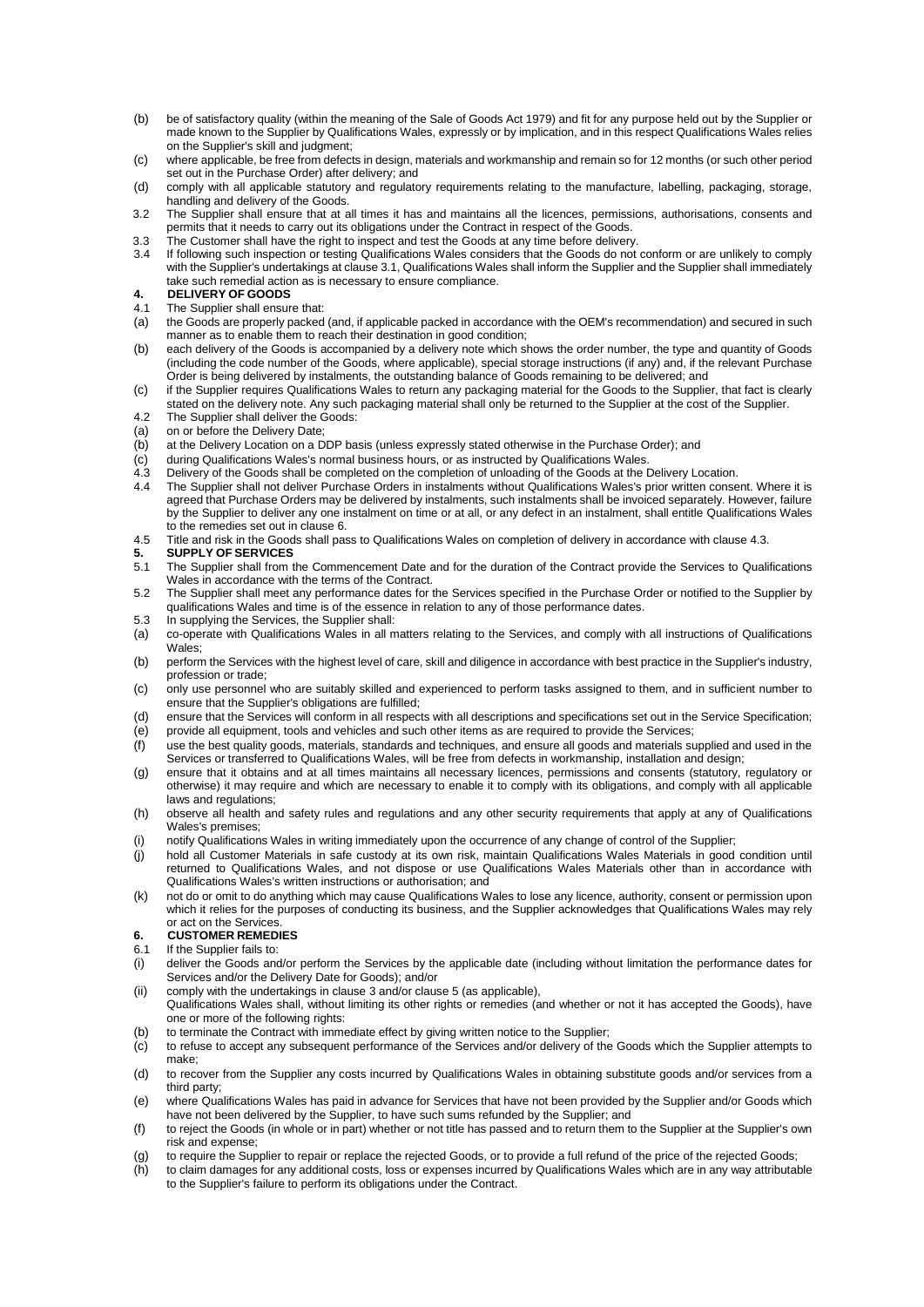(b) be of satisfactory quality (within the meaning of the Sale of Goods Act 1979) and fit for any purpose held out by the Supplier or made known to the Supplier by Qualifications Wales, expressly or by implication, and in this respect Qualifications Wales relies on the Supplier's skill and judgment;

(c) where applicable, be free from defects in design, materials and workmanship and remain so for 12 months (or such other period set out in the Purchase Order) after delivery; and

(d) comply with all applicable statutory and regulatory requirements relating to the manufacture, labelling, packaging, storage, handling and delivery of the Goods.

3.2 The Supplier shall ensure that at all times it has and maintains all the licences, permissions, authorisations, consents and permits that it needs to carry out its obligations under the Contract in respect of the Goods.

3.3 The Customer shall have the right to inspect and test the Goods at any time before delivery.

3.4 If following such inspection or testing Qualifications Wales considers that the Goods do not conform or are unlikely to comply with the Supplier's undertakings at clause 3.1, Qualifications Wales shall inform the Supplier and the Supplier shall immediately take such remedial action as is necessary to ensure compliance.

## 4. DELIVERY OF GOODS

4.1 The Supplier shall ensure that:

(a) the Goods are properly packed (and, if applicable packed in accordance with the OEM's recommendation) and secured in such manner as to enable them to reach their destination in good condition;

(b) each delivery of the Goods is accompanied by a delivery note which shows the order number, the type and quantity of Goods (including the code number of the Goods, where applicable), special storage instructions (if any) and, if the relevant Purchase Order is being delivered by instalments, the outstanding balance of Goods remaining to be delivered; and

(c) if the Supplier requires Qualifications Wales to return any packaging material for the Goods to the Supplier, that fact is clearly stated on the delivery note. Any such packaging material shall only be returned to the Supplier at the cost of the Supplier.

4.2 The Supplier shall deliver the Goods:

(a) on or before the Delivery Date;

(b) at the Delivery Location on a DDP basis (unless expressly stated otherwise in the Purchase Order); and

(c) during Qualifications Wales's normal business hours, or as instructed by Qualifications Wales.

4.3 Delivery of the Goods shall be completed on the completion of unloading of the Goods at the Delivery Location.

4.4 The Supplier shall not deliver Purchase Orders in instalments without Qualifications Wales's prior written consent. Where it is agreed that Purchase Orders may be delivered by instalments, such instalments shall be invoiced separately. However, failure by the Supplier to deliver any one instalment on time or at all, or any defect in an instalment, shall entitle Qualifications Wales to the remedies set out in clause 6.

4.5 Title and risk in the Goods shall pass to Qualifications Wales on completion of delivery in accordance with clause 4.3.

## 5. SUPPLY OF SERVICES

5.1 The Supplier shall from the Commencement Date and for the duration of the Contract provide the Services to Qualifications Wales in accordance with the terms of the Contract.

5.2 The Supplier shall meet any performance dates for the Services specified in the Purchase Order or notified to the Supplier by qualifications Wales and time is of the essence in relation to any of those performance dates.

5.3 In supplying the Services, the Supplier shall:

(a) co-operate with Qualifications Wales in all matters relating to the Services, and comply with all instructions of Qualifications Wales;

(b) perform the Services with the highest level of care, skill and diligence in accordance with best practice in the Supplier's industry, profession or trade;

(c) only use personnel who are suitably skilled and experienced to perform tasks assigned to them, and in sufficient number to ensure that the Supplier's obligations are fulfilled;

(d) ensure that the Services will conform in all respects with all descriptions and specifications set out in the Service Specification;

(e) provide all equipment, tools and vehicles and such other items as are required to provide the Services;

(f) use the best quality goods, materials, standards and techniques, and ensure all goods and materials supplied and used in the Services or transferred to Qualifications Wales, will be free from defects in workmanship, installation and design;

(g) ensure that it obtains and at all times maintains all necessary licences, permissions and consents (statutory, regulatory or otherwise) it may require and which are necessary to enable it to comply with its obligations, and comply with all applicable laws and regulations;

(h) observe all health and safety rules and regulations and any other security requirements that apply at any of Qualifications Wales's premises;

(i) notify Qualifications Wales in writing immediately upon the occurrence of any change of control of the Supplier;

(j) hold all Customer Materials in safe custody at its own risk, maintain Qualifications Wales Materials in good condition until returned to Qualifications Wales, and not dispose or use Qualifications Wales Materials other than in accordance with Qualifications Wales's written instructions or authorisation; and

(k) not do or omit to do anything which may cause Qualifications Wales to lose any licence, authority, consent or permission upon which it relies for the purposes of conducting its business, and the Supplier acknowledges that Qualifications Wales may rely or act on the Services.

## 6. CUSTOMER REMEDIES

6.1 If the Supplier fails to:

(i) deliver the Goods and/or perform the Services by the applicable date (including without limitation the performance dates for Services and/or the Delivery Date for Goods); and/or

(ii) comply with the undertakings in clause 3 and/or clause 5 (as applicable),

Qualifications Wales shall, without limiting its other rights or remedies (and whether or not it has accepted the Goods), have one or more of the following rights:

(b) to terminate the Contract with immediate effect by giving written notice to the Supplier;

(c) to refuse to accept any subsequent performance of the Services and/or delivery of the Goods which the Supplier attempts to make;

(d) to recover from the Supplier any costs incurred by Qualifications Wales in obtaining substitute goods and/or services from a third party;

(e) where Qualifications Wales has paid in advance for Services that have not been provided by the Supplier and/or Goods which have not been delivered by the Supplier, to have such sums refunded by the Supplier; and

(f) to reject the Goods (in whole or in part) whether or not title has passed and to return them to the Supplier at the Supplier's own risk and expense;

(g) to require the Supplier to repair or replace the rejected Goods, or to provide a full refund of the price of the rejected Goods;

(h) to claim damages for any additional costs, loss or expenses incurred by Qualifications Wales which are in any way attributable to the Supplier's failure to perform its obligations under the Contract.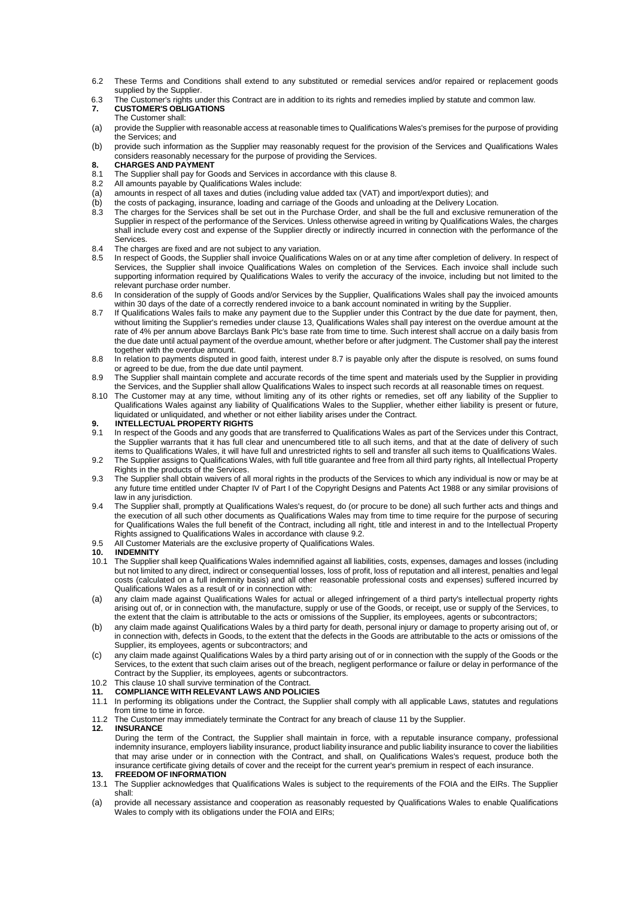6.2 These Terms and Conditions shall extend to any substituted or remedial services and/or repaired or replacement goods supplied by the Supplier.

6.3 The Customer's rights under this Contract are in addition to its rights and remedies implied by statute and common law.

## 7. CUSTOMER'S OBLIGATIONS

The Customer shall:

(a) provide the Supplier with reasonable access at reasonable times to Qualifications Wales's premises for the purpose of providing the Services; and

(b) provide such information as the Supplier may reasonably request for the provision of the Services and Qualifications Wales considers reasonably necessary for the purpose of providing the Services.

## 8. CHARGES AND PAYMENT

8.1 The Supplier shall pay for Goods and Services in accordance with this clause 8.

8.2 All amounts payable by Qualifications Wales include:

(a) amounts in respect of all taxes and duties (including value added tax (VAT) and import/export duties); and

(b) the costs of packaging, insurance, loading and carriage of the Goods and unloading at the Delivery Location.

8.3 The charges for the Services shall be set out in the Purchase Order, and shall be the full and exclusive remuneration of the Supplier in respect of the performance of the Services. Unless otherwise agreed in writing by Qualifications Wales, the charges shall include every cost and expense of the Supplier directly or indirectly incurred in connection with the performance of the Services.

8.4 The charges are fixed and are not subject to any variation.

8.5 In respect of Goods, the Supplier shall invoice Qualifications Wales on or at any time after completion of delivery. In respect of Services, the Supplier shall invoice Qualifications Wales on completion of the Services. Each invoice shall include such supporting information required by Qualifications Wales to verify the accuracy of the invoice, including but not limited to the relevant purchase order number.

8.6 In consideration of the supply of Goods and/or Services by the Supplier, Qualifications Wales shall pay the invoiced amounts within 30 days of the date of a correctly rendered invoice to a bank account nominated in writing by the Supplier.

8.7 If Qualifications Wales fails to make any payment due to the Supplier under this Contract by the due date for payment, then, without limiting the Supplier's remedies under clause 13, Qualifications Wales shall pay interest on the overdue amount at the rate of 4% per annum above Barclays Bank Plc's base rate from time to time. Such interest shall accrue on a daily basis from the due date until actual payment of the overdue amount, whether before or after judgment. The Customer shall pay the interest together with the overdue amount.

8.8 In relation to payments disputed in good faith, interest under 8.7 is payable only after the dispute is resolved, on sums found or agreed to be due, from the due date until payment.

8.9 The Supplier shall maintain complete and accurate records of the time spent and materials used by the Supplier in providing the Services, and the Supplier shall allow Qualifications Wales to inspect such records at all reasonable times on request.

8.10 The Customer may at any time, without limiting any of its other rights or remedies, set off any liability of the Supplier to Qualifications Wales against any liability of Qualifications Wales to the Supplier, whether either liability is present or future, liquidated or unliquidated, and whether or not either liability arises under the Contract.

## 9. INTELLECTUAL PROPERTY RIGHTS

9.1 In respect of the Goods and any goods that are transferred to Qualifications Wales as part of the Services under this Contract, the Supplier warrants that it has full clear and unencumbered title to all such items, and that at the date of delivery of such items to Qualifications Wales, it will have full and unrestricted rights to sell and transfer all such items to Qualifications Wales.

9.2 The Supplier assigns to Qualifications Wales, with full title guarantee and free from all third party rights, all Intellectual Property Rights in the products of the Services.

9.3 The Supplier shall obtain waivers of all moral rights in the products of the Services to which any individual is now or may be at any future time entitled under Chapter IV of Part I of the Copyright Designs and Patents Act 1988 or any similar provisions of law in any jurisdiction.

9.4 The Supplier shall, promptly at Qualifications Wales's request, do (or procure to be done) all such further acts and things and the execution of all such other documents as Qualifications Wales may from time to time require for the purpose of securing for Qualifications Wales the full benefit of the Contract, including all right, title and interest in and to the Intellectual Property Rights assigned to Qualifications Wales in accordance with clause 9.2.

9.5 All Customer Materials are the exclusive property of Qualifications Wales.

## 10. INDEMNITY

10.1 The Supplier shall keep Qualifications Wales indemnified against all liabilities, costs, expenses, damages and losses (including but not limited to any direct, indirect or consequential losses, loss of profit, loss of reputation and all interest, penalties and legal costs (calculated on a full indemnity basis) and all other reasonable professional costs and expenses) suffered incurred by Qualifications Wales as a result of or in connection with:

(a) any claim made against Qualifications Wales for actual or alleged infringement of a third party's intellectual property rights arising out of, or in connection with, the manufacture, supply or use of the Goods, or receipt, use or supply of the Services, to the extent that the claim is attributable to the acts or omissions of the Supplier, its employees, agents or subcontractors;

(b) any claim made against Qualifications Wales by a third party for death, personal injury or damage to property arising out of, or in connection with, defects in Goods, to the extent that the defects in the Goods are attributable to the acts or omissions of the Supplier, its employees, agents or subcontractors; and

(c) any claim made against Qualifications Wales by a third party arising out of or in connection with the supply of the Goods or the Services, to the extent that such claim arises out of the breach, negligent performance or failure or delay in performance of the Contract by the Supplier, its employees, agents or subcontractors.

10.2 This clause 10 shall survive termination of the Contract.

## 11. COMPLIANCE WITH RELEVANT LAWS AND POLICIES

11.1 In performing its obligations under the Contract, the Supplier shall comply with all applicable Laws, statutes and regulations from time to time in force.

11.2 The Customer may immediately terminate the Contract for any breach of clause 11 by the Supplier.

## 12. INSURANCE

During the term of the Contract, the Supplier shall maintain in force, with a reputable insurance company, professional indemnity insurance, employers liability insurance, product liability insurance and public liability insurance to cover the liabilities that may arise under or in connection with the Contract, and shall, on Qualifications Wales's request, produce both the insurance certificate giving details of cover and the receipt for the current year's premium in respect of each insurance.

## 13. FREEDOM OF INFORMATION

13.1 The Supplier acknowledges that Qualifications Wales is subject to the requirements of the FOIA and the EIRs. The Supplier shall:

(a) provide all necessary assistance and cooperation as reasonably requested by Qualifications Wales to enable Qualifications Wales to comply with its obligations under the FOIA and EIRs;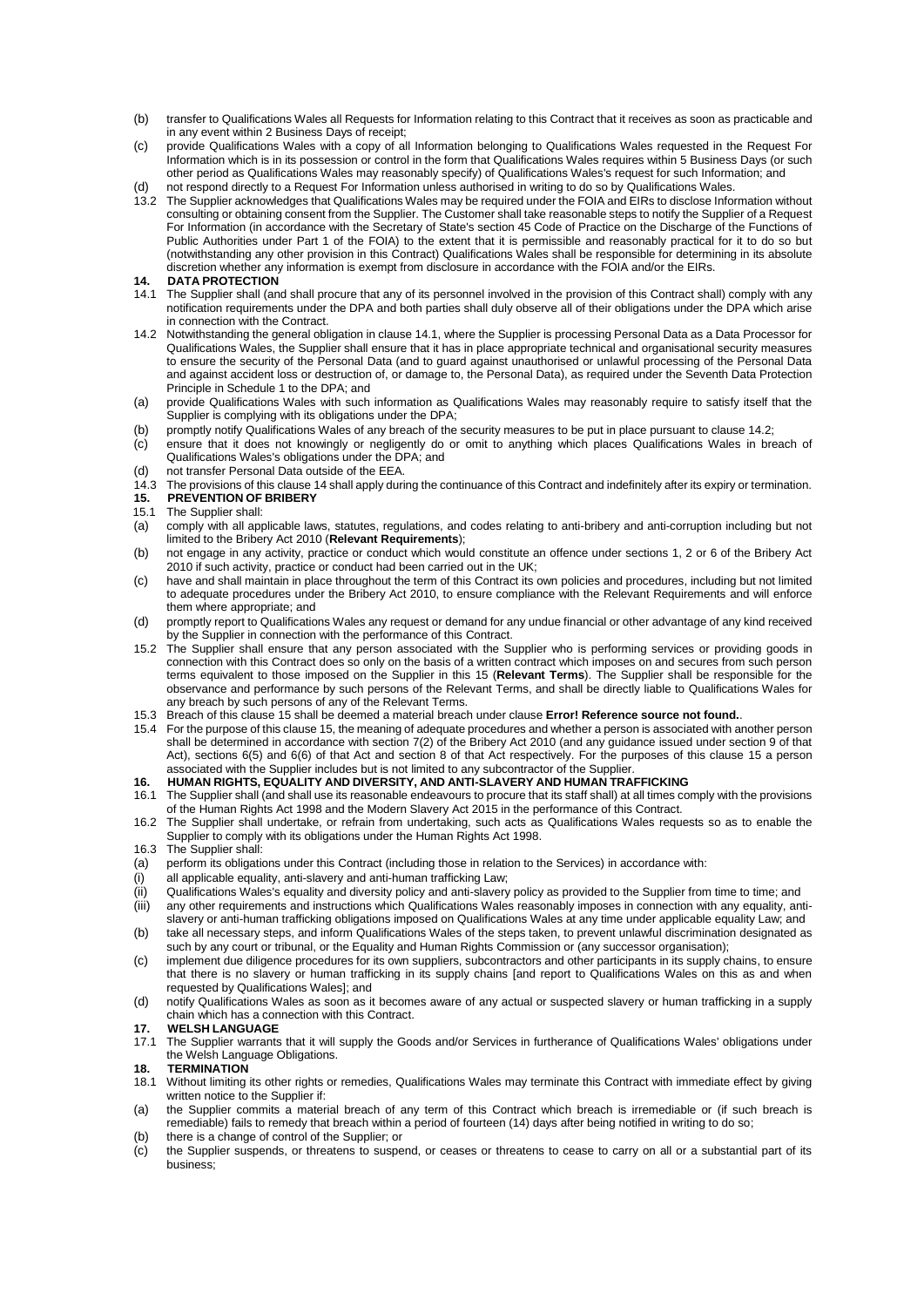(b) transfer to Qualifications Wales all Requests for Information relating to this Contract that it receives as soon as practicable and in any event within 2 Business Days of receipt;

(c) provide Qualifications Wales with a copy of all Information belonging to Qualifications Wales requested in the Request For Information which is in its possession or control in the form that Qualifications Wales requires within 5 Business Days (or such other period as Qualifications Wales may reasonably specify) of Qualifications Wales's request for such Information; and

(d) not respond directly to a Request For Information unless authorised in writing to do so by Qualifications Wales.

13.2 The Supplier acknowledges that Qualifications Wales may be required under the FOIA and EIRs to disclose Information without consulting or obtaining consent from the Supplier. The Customer shall take reasonable steps to notify the Supplier of a Request For Information (in accordance with the Secretary of State's section 45 Code of Practice on the Discharge of the Functions of Public Authorities under Part 1 of the FOIA) to the extent that it is permissible and reasonably practical for it to do so but (notwithstanding any other provision in this Contract) Qualifications Wales shall be responsible for determining in its absolute discretion whether any information is exempt from disclosure in accordance with the FOIA and/or the EIRs.

## 14. DATA PROTECTION

14.1 The Supplier shall (and shall procure that any of its personnel involved in the provision of this Contract shall) comply with any notification requirements under the DPA and both parties shall duly observe all of their obligations under the DPA which arise in connection with the Contract.

14.2 Notwithstanding the general obligation in clause 14.1, where the Supplier is processing Personal Data as a Data Processor for Qualifications Wales, the Supplier shall ensure that it has in place appropriate technical and organisational security measures to ensure the security of the Personal Data (and to guard against unauthorised or unlawful processing of the Personal Data and against accident loss or destruction of, or damage to, the Personal Data), as required under the Seventh Data Protection Principle in Schedule 1 to the DPA; and

(a) provide Qualifications Wales with such information as Qualifications Wales may reasonably require to satisfy itself that the Supplier is complying with its obligations under the DPA;

(b) promptly notify Qualifications Wales of any breach of the security measures to be put in place pursuant to clause 14.2;

(c) ensure that it does not knowingly or negligently do or omit to anything which places Qualifications Wales in breach of Qualifications Wales's obligations under the DPA; and

(d) not transfer Personal Data outside of the EEA.

14.3 The provisions of this clause 14 shall apply during the continuance of this Contract and indefinitely after its expiry or termination.

## 15. PREVENTION OF BRIBERY

15.1 The Supplier shall:

(a) comply with all applicable laws, statutes, regulations, and codes relating to anti-bribery and anti-corruption including but not limited to the Bribery Act 2010 (**Relevant Requirements**);

(b) not engage in any activity, practice or conduct which would constitute an offence under sections 1, 2 or 6 of the Bribery Act 2010 if such activity, practice or conduct had been carried out in the UK;

(c) have and shall maintain in place throughout the term of this Contract its own policies and procedures, including but not limited to adequate procedures under the Bribery Act 2010, to ensure compliance with the Relevant Requirements and will enforce them where appropriate; and

(d) promptly report to Qualifications Wales any request or demand for any undue financial or other advantage of any kind received by the Supplier in connection with the performance of this Contract.

15.2 The Supplier shall ensure that any person associated with the Supplier who is performing services or providing goods in connection with this Contract does so only on the basis of a written contract which imposes on and secures from such person terms equivalent to those imposed on the Supplier in this 15 (**Relevant Terms**). The Supplier shall be responsible for the observance and performance by such persons of the Relevant Terms, and shall be directly liable to Qualifications Wales for any breach by such persons of any of the Relevant Terms.

15.3 Breach of this clause 15 shall be deemed a material breach under clause **Error! Reference source not found.**.

15.4 For the purpose of this clause 15, the meaning of adequate procedures and whether a person is associated with another person shall be determined in accordance with section 7(2) of the Bribery Act 2010 (and any guidance issued under section 9 of that Act), sections 6(5) and 6(6) of that Act and section 8 of that Act respectively. For the purposes of this clause 15 a person associated with the Supplier includes but is not limited to any subcontractor of the Supplier.

## 16. HUMAN RIGHTS, EQUALITY AND DIVERSITY, AND ANTI-SLAVERY AND HUMAN TRAFFICKING

16.1 The Supplier shall (and shall use its reasonable endeavours to procure that its staff shall) at all times comply with the provisions of the Human Rights Act 1998 and the Modern Slavery Act 2015 in the performance of this Contract.

16.2 The Supplier shall undertake, or refrain from undertaking, such acts as Qualifications Wales requests so as to enable the Supplier to comply with its obligations under the Human Rights Act 1998.

16.3 The Supplier shall:

(a) perform its obligations under this Contract (including those in relation to the Services) in accordance with:

(i) all applicable equality, anti-slavery and anti-human trafficking Law;

(ii) Qualifications Wales's equality and diversity policy and anti-slavery policy as provided to the Supplier from time to time; and

(iii) any other requirements and instructions which Qualifications Wales reasonably imposes in connection with any equality, anti-slavery or anti-human trafficking obligations imposed on Qualifications Wales at any time under applicable equality Law; and

(b) take all necessary steps, and inform Qualifications Wales of the steps taken, to prevent unlawful discrimination designated as such by any court or tribunal, or the Equality and Human Rights Commission or (any successor organisation);

(c) implement due diligence procedures for its own suppliers, subcontractors and other participants in its supply chains, to ensure that there is no slavery or human trafficking in its supply chains [and report to Qualifications Wales on this as and when requested by Qualifications Wales]; and

(d) notify Qualifications Wales as soon as it becomes aware of any actual or suspected slavery or human trafficking in a supply chain which has a connection with this Contract.

## 17. WELSH LANGUAGE

17.1 The Supplier warrants that it will supply the Goods and/or Services in furtherance of Qualifications Wales' obligations under the Welsh Language Obligations.

## 18. TERMINATION

18.1 Without limiting its other rights or remedies, Qualifications Wales may terminate this Contract with immediate effect by giving written notice to the Supplier if:

(a) the Supplier commits a material breach of any term of this Contract which breach is irremediable or (if such breach is remediable) fails to remedy that breach within a period of fourteen (14) days after being notified in writing to do so;

(b) there is a change of control of the Supplier; or

(c) the Supplier suspends, or threatens to suspend, or ceases or threatens to cease to carry on all or a substantial part of its business;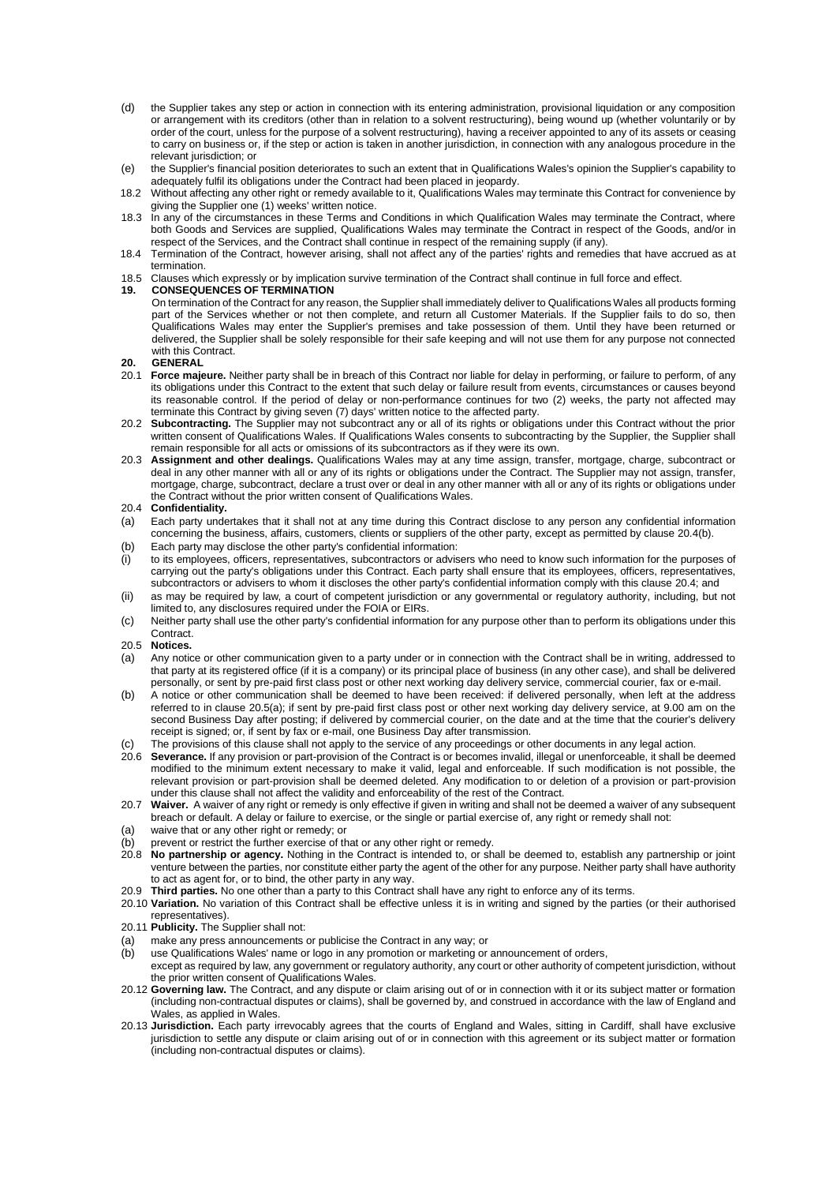(d) the Supplier takes any step or action in connection with its entering administration, provisional liquidation or any composition or arrangement with its creditors (other than in relation to a solvent restructuring), being wound up (whether voluntarily or by order of the court, unless for the purpose of a solvent restructuring), having a receiver appointed to any of its assets or ceasing to carry on business or, if the step or action is taken in another jurisdiction, in connection with any analogous procedure in the relevant jurisdiction; or

(e) the Supplier's financial position deteriorates to such an extent that in Qualifications Wales's opinion the Supplier's capability to adequately fulfil its obligations under the Contract had been placed in jeopardy.

18.2 Without affecting any other right or remedy available to it, Qualifications Wales may terminate this Contract for convenience by giving the Supplier one (1) weeks' written notice.

18.3 In any of the circumstances in these Terms and Conditions in which Qualification Wales may terminate the Contract, where both Goods and Services are supplied, Qualifications Wales may terminate the Contract in respect of the Goods, and/or in respect of the Services, and the Contract shall continue in respect of the remaining supply (if any).

18.4 Termination of the Contract, however arising, shall not affect any of the parties' rights and remedies that have accrued as at termination.

18.5 Clauses which expressly or by implication survive termination of the Contract shall continue in full force and effect.

**19. CONSEQUENCES OF TERMINATION**

On termination of the Contract for any reason, the Supplier shall immediately deliver to Qualifications Wales all products forming part of the Services whether or not then complete, and return all Customer Materials. If the Supplier fails to do so, then Qualifications Wales may enter the Supplier's premises and take possession of them. Until they have been returned or delivered, the Supplier shall be solely responsible for their safe keeping and will not use them for any purpose not connected with this Contract.

**20. GENERAL**

20.1 **Force majeure.** Neither party shall be in breach of this Contract nor liable for delay in performing, or failure to perform, of any its obligations under this Contract to the extent that such delay or failure result from events, circumstances or causes beyond its reasonable control. If the period of delay or non-performance continues for two (2) weeks, the party not affected may terminate this Contract by giving seven (7) days' written notice to the affected party.

20.2 **Subcontracting.** The Supplier may not subcontract any or all of its rights or obligations under this Contract without the prior written consent of Qualifications Wales. If Qualifications Wales consents to subcontracting by the Supplier, the Supplier shall remain responsible for all acts or omissions of its subcontractors as if they were its own.

20.3 **Assignment and other dealings.** Qualifications Wales may at any time assign, transfer, mortgage, charge, subcontract or deal in any other manner with all or any of its rights or obligations under the Contract. The Supplier may not assign, transfer, mortgage, charge, subcontract, declare a trust over or deal in any other manner with all or any of its rights or obligations under the Contract without the prior written consent of Qualifications Wales.

20.4 **Confidentiality.**

(a) Each party undertakes that it shall not at any time during this Contract disclose to any person any confidential information concerning the business, affairs, customers, clients or suppliers of the other party, except as permitted by clause 20.4(b).

(b) Each party may disclose the other party's confidential information:

(i) to its employees, officers, representatives, subcontractors or advisers who need to know such information for the purposes of carrying out the party's obligations under this Contract. Each party shall ensure that its employees, officers, representatives, subcontractors or advisers to whom it discloses the other party's confidential information comply with this clause 20.4; and

(ii) as may be required by law, a court of competent jurisdiction or any governmental or regulatory authority, including, but not limited to, any disclosures required under the FOIA or EIRs.

(c) Neither party shall use the other party's confidential information for any purpose other than to perform its obligations under this Contract.

20.5 **Notices.**

(a) Any notice or other communication given to a party under or in connection with the Contract shall be in writing, addressed to that party at its registered office (if it is a company) or its principal place of business (in any other case), and shall be delivered personally, or sent by pre-paid first class post or other next working day delivery service, commercial courier, fax or e-mail.

(b) A notice or other communication shall be deemed to have been received: if delivered personally, when left at the address referred to in clause 20.5(a); if sent by pre-paid first class post or other next working day delivery service, at 9.00 am on the second Business Day after posting; if delivered by commercial courier, on the date and at the time that the courier's delivery receipt is signed; or, if sent by fax or e-mail, one Business Day after transmission.

(c) The provisions of this clause shall not apply to the service of any proceedings or other documents in any legal action.

20.6 **Severance.** If any provision or part-provision of the Contract is or becomes invalid, illegal or unenforceable, it shall be deemed modified to the minimum extent necessary to make it valid, legal and enforceable. If such modification is not possible, the relevant provision or part-provision shall be deemed deleted. Any modification to or deletion of a provision or part-provision under this clause shall not affect the validity and enforceability of the rest of the Contract.

20.7 **Waiver.** A waiver of any right or remedy is only effective if given in writing and shall not be deemed a waiver of any subsequent breach or default. A delay or failure to exercise, or the single or partial exercise of, any right or remedy shall not:

(a) waive that or any other right or remedy; or

(b) prevent or restrict the further exercise of that or any other right or remedy.

20.8 **No partnership or agency.** Nothing in the Contract is intended to, or shall be deemed to, establish any partnership or joint venture between the parties, nor constitute either party the agent of the other for any purpose. Neither party shall have authority to act as agent for, or to bind, the other party in any way.

20.9 **Third parties.** No one other than a party to this Contract shall have any right to enforce any of its terms.

20.10 **Variation.** No variation of this Contract shall be effective unless it is in writing and signed by the parties (or their authorised representatives).

20.11 **Publicity.** The Supplier shall not:

(a) make any press announcements or publicise the Contract in any way; or

(b) use Qualifications Wales' name or logo in any promotion or marketing or announcement of orders,

except as required by law, any government or regulatory authority, any court or other authority of competent jurisdiction, without the prior written consent of Qualifications Wales.

20.12 **Governing law.** The Contract, and any dispute or claim arising out of or in connection with it or its subject matter or formation (including non-contractual disputes or claims), shall be governed by, and construed in accordance with the law of England and Wales, as applied in Wales.

20.13 **Jurisdiction.** Each party irrevocably agrees that the courts of England and Wales, sitting in Cardiff, shall have exclusive jurisdiction to settle any dispute or claim arising out of or in connection with this agreement or its subject matter or formation (including non-contractual disputes or claims).